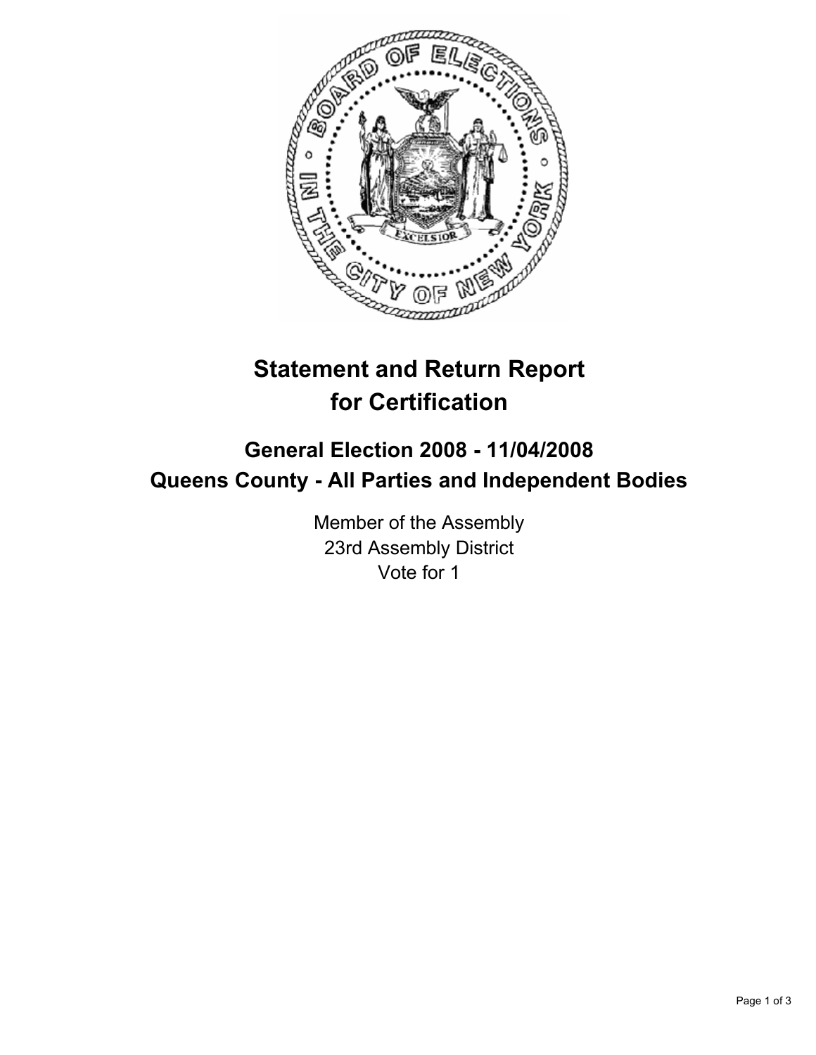# Statement and Return Report for Certification

## General Election 2008 - 11/04/2008
## Queens County - All Parties and Independent Bodies

Member of the Assembly
23rd Assembly District
Vote for 1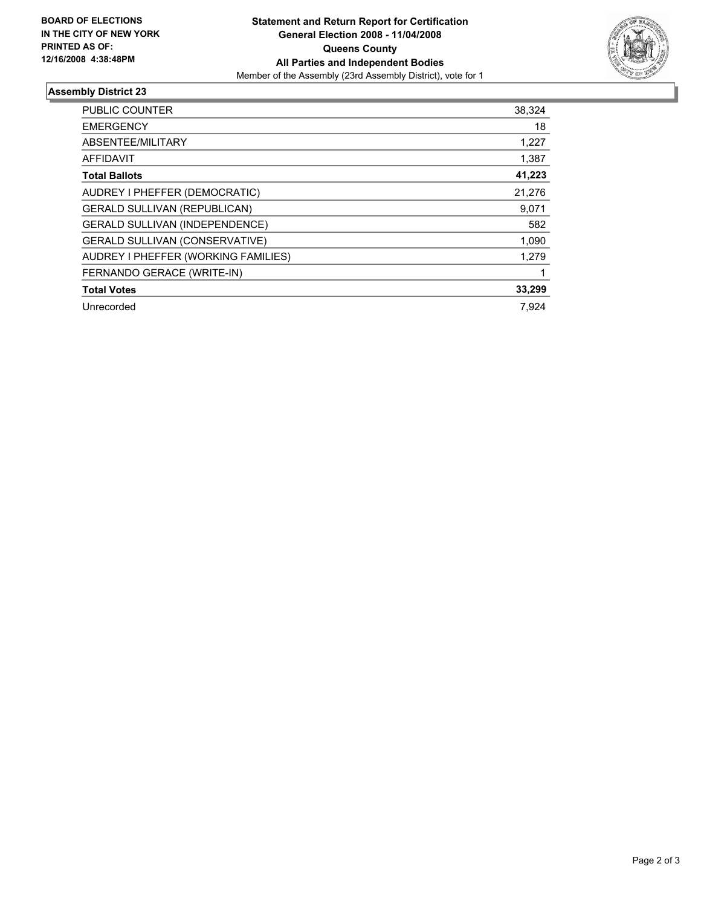**BOARD OF ELECTIONS IN THE CITY OF NEW YORK PRINTED AS OF: 12/16/2008 4:38:48PM**

# Statement and Return Report for Certification
## General Election 2008 - 11/04/2008
## Queens County
## All Parties and Independent Bodies

Member of the Assembly (23rd Assembly District), vote for 1

### Assembly District 23

| | |
|---|---|
| PUBLIC COUNTER | 38,324 |
| EMERGENCY | 18 |
| ABSENTEE/MILITARY | 1,227 |
| AFFIDAVIT | 1,387 |
| **Total Ballots** | **41,223** |
| AUDREY I PHEFFER (DEMOCRATIC) | 21,276 |
| GERALD SULLIVAN (REPUBLICAN) | 9,071 |
| GERALD SULLIVAN (INDEPENDENCE) | 582 |
| GERALD SULLIVAN (CONSERVATIVE) | 1,090 |
| AUDREY I PHEFFER (WORKING FAMILIES) | 1,279 |
| FERNANDO GERACE (WRITE-IN) | 1 |
| **Total Votes** | **33,299** |
| Unrecorded | 7,924 |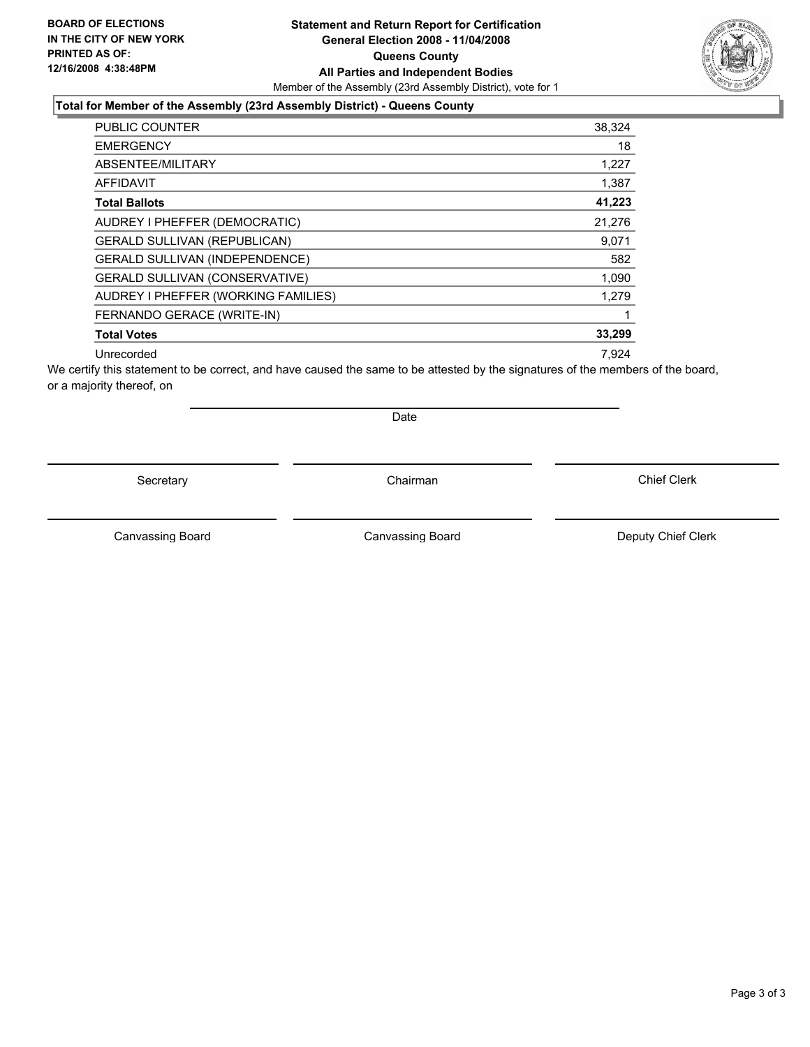**BOARD OF ELECTIONS IN THE CITY OF NEW YORK PRINTED AS OF: 12/16/2008 4:38:48PM**

# Statement and Return Report for Certification
## General Election 2008 - 11/04/2008
## Queens County
## All Parties and Independent Bodies

Member of the Assembly (23rd Assembly District), vote for 1

### Total for Member of the Assembly (23rd Assembly District) - Queens County

| | |
|---|---|
| PUBLIC COUNTER | 38,324 |
| EMERGENCY | 18 |
| ABSENTEE/MILITARY | 1,227 |
| AFFIDAVIT | 1,387 |
| **Total Ballots** | **41,223** |
| AUDREY I PHEFFER (DEMOCRATIC) | 21,276 |
| GERALD SULLIVAN (REPUBLICAN) | 9,071 |
| GERALD SULLIVAN (INDEPENDENCE) | 582 |
| GERALD SULLIVAN (CONSERVATIVE) | 1,090 |
| AUDREY I PHEFFER (WORKING FAMILIES) | 1,279 |
| FERNANDO GERACE (WRITE-IN) | 1 |
| **Total Votes** | **33,299** |
| Unrecorded | 7,924 |

We certify this statement to be correct, and have caused the same to be attested by the signatures of the members of the board, or a majority thereof, on

Date

Secretary | Chairman | Chief Clerk

Canvassing Board | Canvassing Board | Deputy Chief Clerk